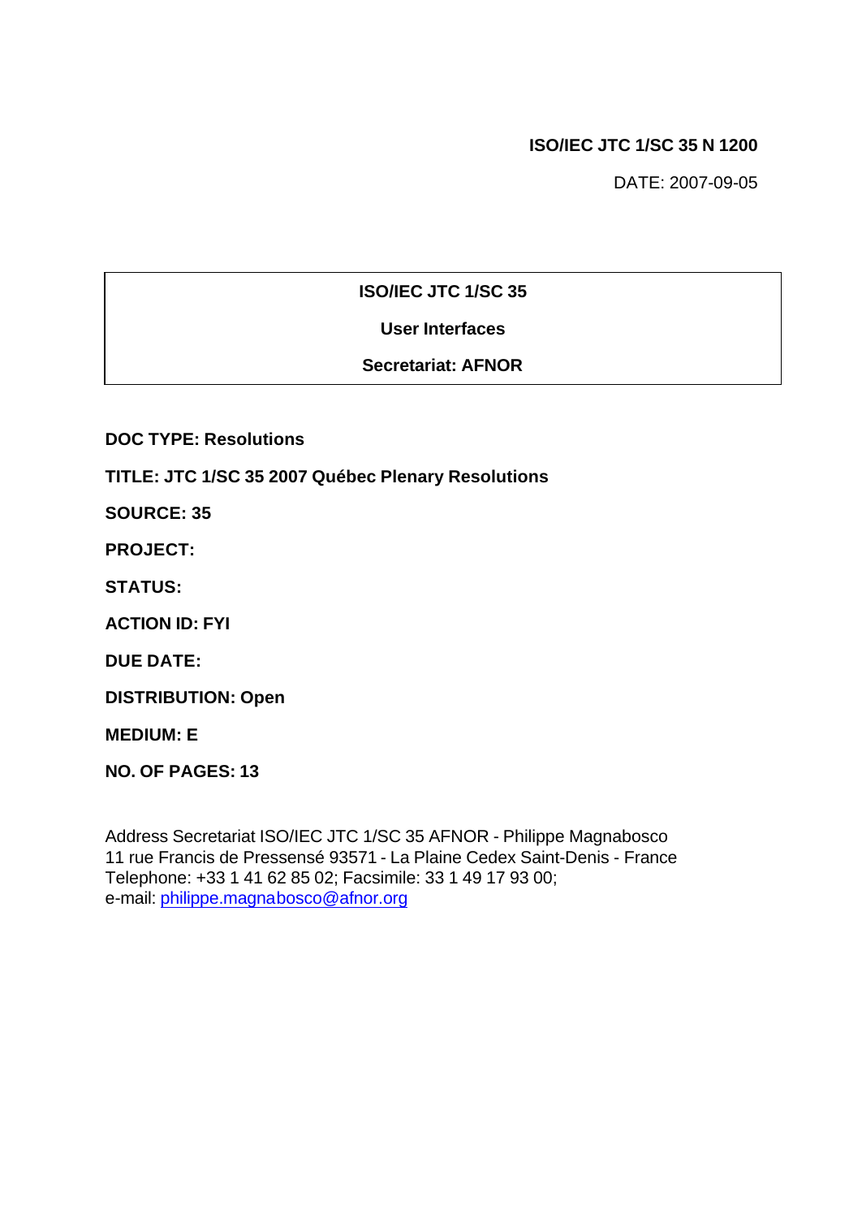**ISO/IEC JTC 1/SC 35 N 1200**

DATE: 2007-09-05

**ISO/IEC JTC 1/SC 35**

**User Interfaces**

**Secretariat: AFNOR**

**DOC TYPE: Resolutions**

**TITLE: JTC 1/SC 35 2007 Québec Plenary Resolutions**

**SOURCE: 35**

**PROJECT:**

**STATUS:**

**ACTION ID: FYI**

**DUE DATE:**

**DISTRIBUTION: Open**

**MEDIUM: E**

**NO. OF PAGES: 13**

Address Secretariat ISO/IEC JTC 1/SC 35 AFNOR - Philippe Magnabosco
11 rue Francis de Pressensé 93571 - La Plaine Cedex Saint-Denis - France
Telephone: +33 1 41 62 85 02; Facsimile: 33 1 49 17 93 00;
e-mail: philippe.magnabosco@afnor.org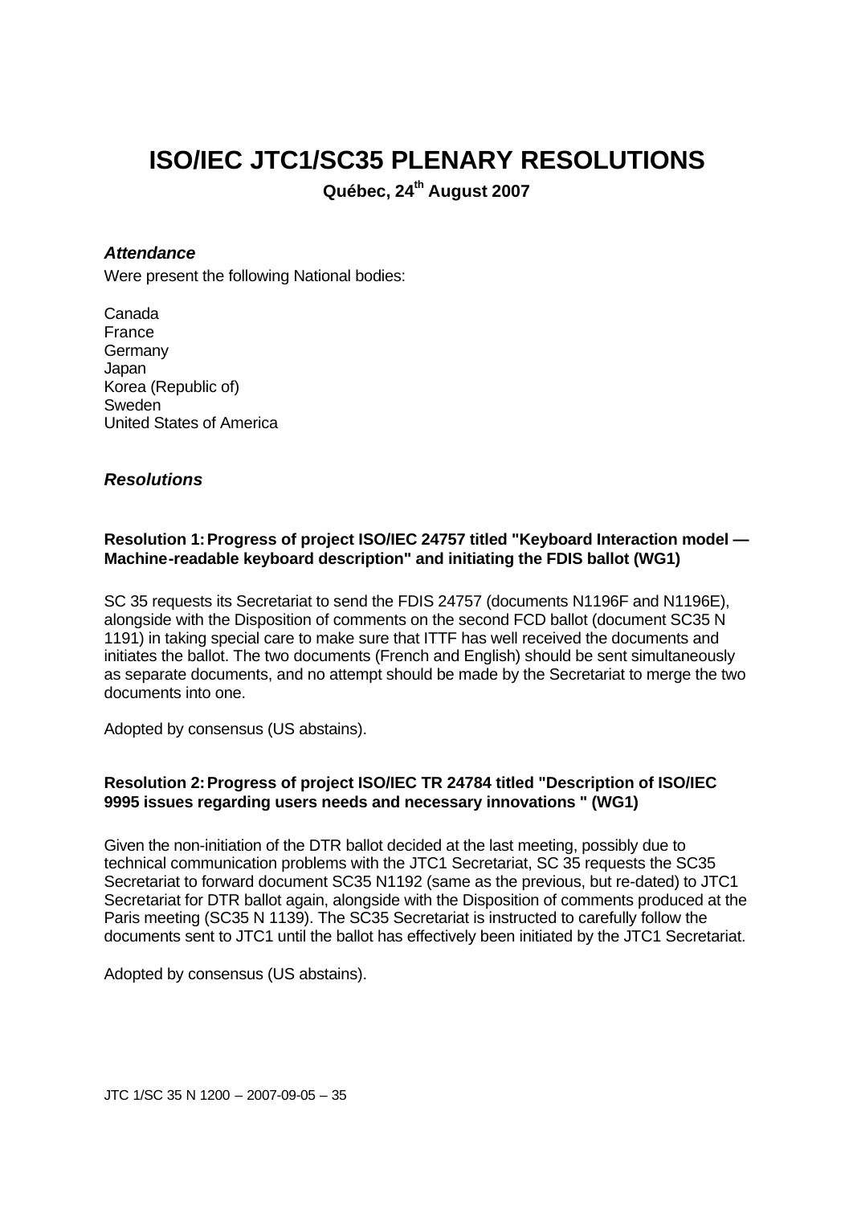# ISO/IEC JTC1/SC35 PLENARY RESOLUTIONS

**Québec, 24th August 2007**

***Attendance***

Were present the following National bodies:

Canada
France
Germany
Japan
Korea (Republic of)
Sweden
United States of America

***Resolutions***

**Resolution 1: Progress of project ISO/IEC 24757 titled "Keyboard Interaction model — Machine-readable keyboard description" and initiating the FDIS ballot (WG1)**

SC 35 requests its Secretariat to send the FDIS 24757 (documents N1196F and N1196E), alongside with the Disposition of comments on the second FCD ballot (document SC35 N 1191) in taking special care to make sure that ITTF has well received the documents and initiates the ballot. The two documents (French and English) should be sent simultaneously as separate documents, and no attempt should be made by the Secretariat to merge the two documents into one.

Adopted by consensus (US abstains).

**Resolution 2: Progress of project ISO/IEC TR 24784 titled "Description of ISO/IEC 9995 issues regarding users needs and necessary innovations " (WG1)**

Given the non-initiation of the DTR ballot decided at the last meeting, possibly due to technical communication problems with the JTC1 Secretariat, SC 35 requests the SC35 Secretariat to forward document SC35 N1192 (same as the previous, but re-dated) to JTC1 Secretariat for DTR ballot again, alongside with the Disposition of comments produced at the Paris meeting (SC35 N 1139). The SC35 Secretariat is instructed to carefully follow the documents sent to JTC1 until the ballot has effectively been initiated by the JTC1 Secretariat.

Adopted by consensus (US abstains).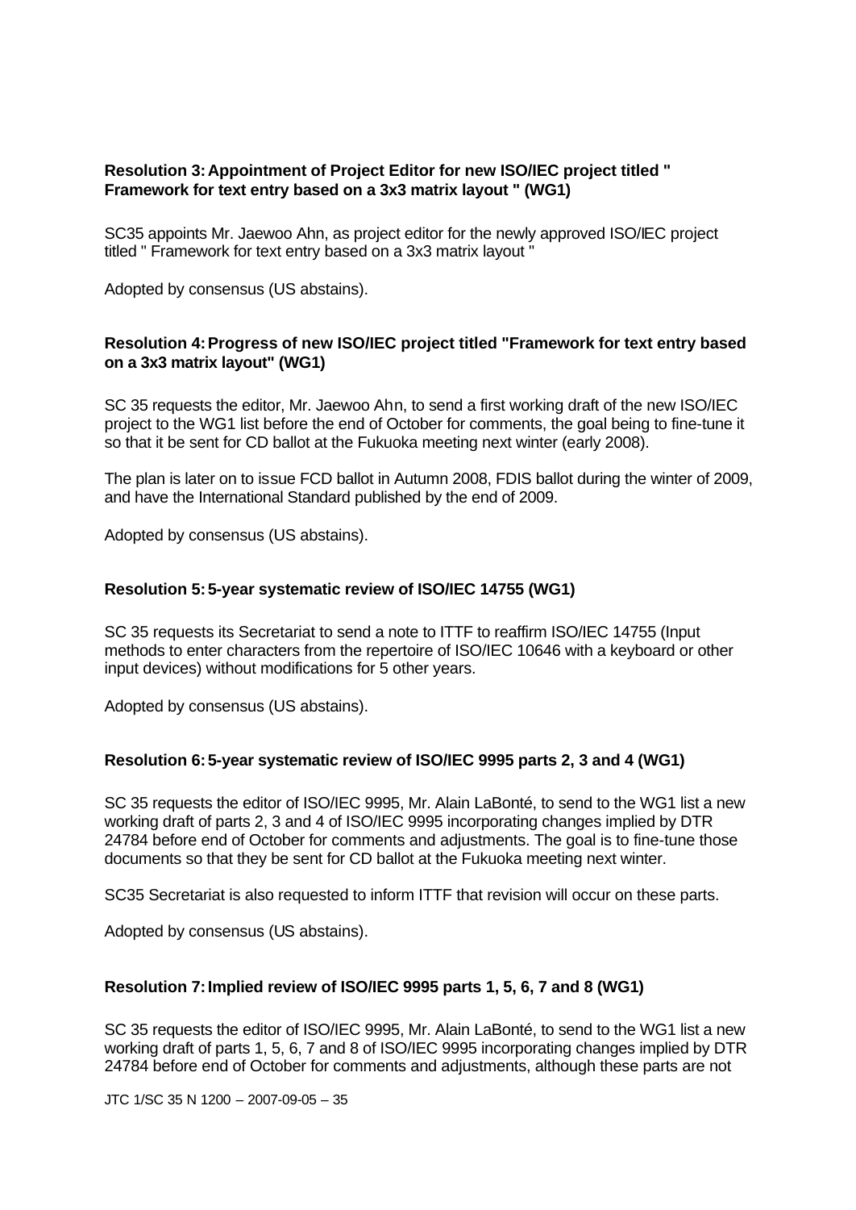### Resolution 3: Appointment of Project Editor for new ISO/IEC project titled " Framework for text entry based on a 3x3 matrix layout " (WG1)

SC35 appoints Mr. Jaewoo Ahn, as project editor for the newly approved ISO/IEC project titled " Framework for text entry based on a 3x3 matrix layout "

Adopted by consensus (US abstains).

### Resolution 4: Progress of new ISO/IEC project titled "Framework for text entry based on a 3x3 matrix layout" (WG1)

SC 35 requests the editor, Mr. Jaewoo Ahn, to send a first working draft of the new ISO/IEC project to the WG1 list before the end of October for comments, the goal being to fine-tune it so that it be sent for CD ballot at the Fukuoka meeting next winter (early 2008).

The plan is later on to issue FCD ballot in Autumn 2008, FDIS ballot during the winter of 2009, and have the International Standard published by the end of 2009.

Adopted by consensus (US abstains).

### Resolution 5: 5-year systematic review of ISO/IEC 14755 (WG1)

SC 35 requests its Secretariat to send a note to ITTF to reaffirm ISO/IEC 14755 (Input methods to enter characters from the repertoire of ISO/IEC 10646 with a keyboard or other input devices) without modifications for 5 other years.

Adopted by consensus (US abstains).

### Resolution 6: 5-year systematic review of ISO/IEC 9995 parts 2, 3 and 4 (WG1)

SC 35 requests the editor of ISO/IEC 9995, Mr. Alain LaBonté, to send to the WG1 list a new working draft of parts 2, 3 and 4 of ISO/IEC 9995 incorporating changes implied by DTR 24784 before end of October for comments and adjustments. The goal is to fine-tune those documents so that they be sent for CD ballot at the Fukuoka meeting next winter.

SC35 Secretariat is also requested to inform ITTF that revision will occur on these parts.

Adopted by consensus (US abstains).

### Resolution 7: Implied review of ISO/IEC 9995 parts 1, 5, 6, 7 and 8 (WG1)

SC 35 requests the editor of ISO/IEC 9995, Mr. Alain LaBonté, to send to the WG1 list a new working draft of parts 1, 5, 6, 7 and 8 of ISO/IEC 9995 incorporating changes implied by DTR 24784 before end of October for comments and adjustments, although these parts are not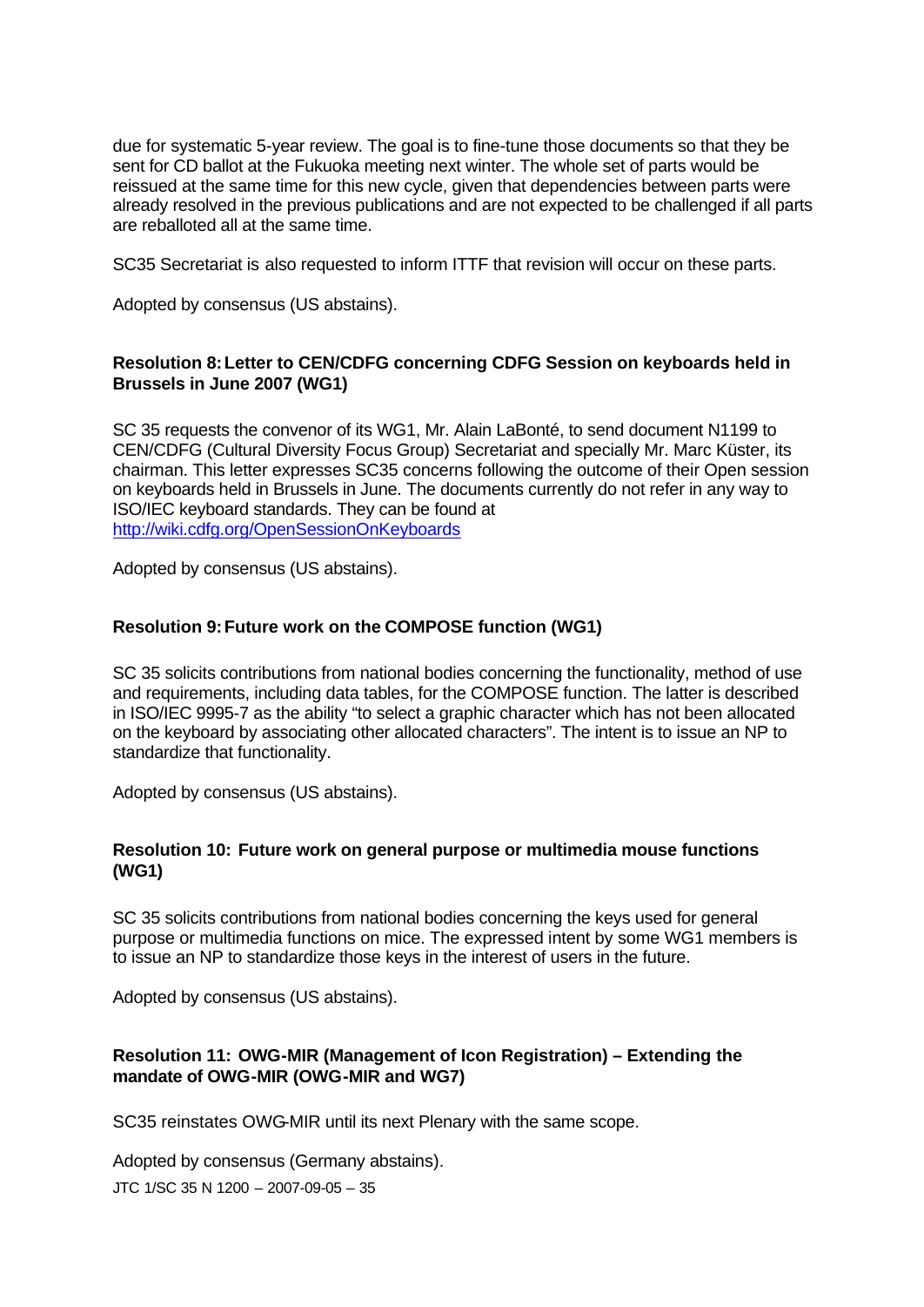due for systematic 5-year review. The goal is to fine-tune those documents so that they be sent for CD ballot at the Fukuoka meeting next winter. The whole set of parts would be reissued at the same time for this new cycle, given that dependencies between parts were already resolved in the previous publications and are not expected to be challenged if all parts are reballoted all at the same time.

SC35 Secretariat is also requested to inform ITTF that revision will occur on these parts.

Adopted by consensus (US abstains).

**Resolution 8: Letter to CEN/CDFG concerning CDFG Session on keyboards held in Brussels in June 2007 (WG1)**

SC 35 requests the convenor of its WG1, Mr. Alain LaBonté, to send document N1199 to CEN/CDFG (Cultural Diversity Focus Group) Secretariat and specially Mr. Marc Küster, its chairman. This letter expresses SC35 concerns following the outcome of their Open session on keyboards held in Brussels in June. The documents currently do not refer in any way to ISO/IEC keyboard standards. They can be found at http://wiki.cdfg.org/OpenSessionOnKeyboards

Adopted by consensus (US abstains).

**Resolution 9: Future work on the COMPOSE function (WG1)**

SC 35 solicits contributions from national bodies concerning the functionality, method of use and requirements, including data tables, for the COMPOSE function. The latter is described in ISO/IEC 9995-7 as the ability "to select a graphic character which has not been allocated on the keyboard by associating other allocated characters". The intent is to issue an NP to standardize that functionality.

Adopted by consensus (US abstains).

**Resolution 10: Future work on general purpose or multimedia mouse functions (WG1)**

SC 35 solicits contributions from national bodies concerning the keys used for general purpose or multimedia functions on mice. The expressed intent by some WG1 members is to issue an NP to standardize those keys in the interest of users in the future.

Adopted by consensus (US abstains).

**Resolution 11: OWG-MIR (Management of Icon Registration) – Extending the mandate of OWG-MIR (OWG-MIR and WG7)**

SC35 reinstates OWG-MIR until its next Plenary with the same scope.

Adopted by consensus (Germany abstains).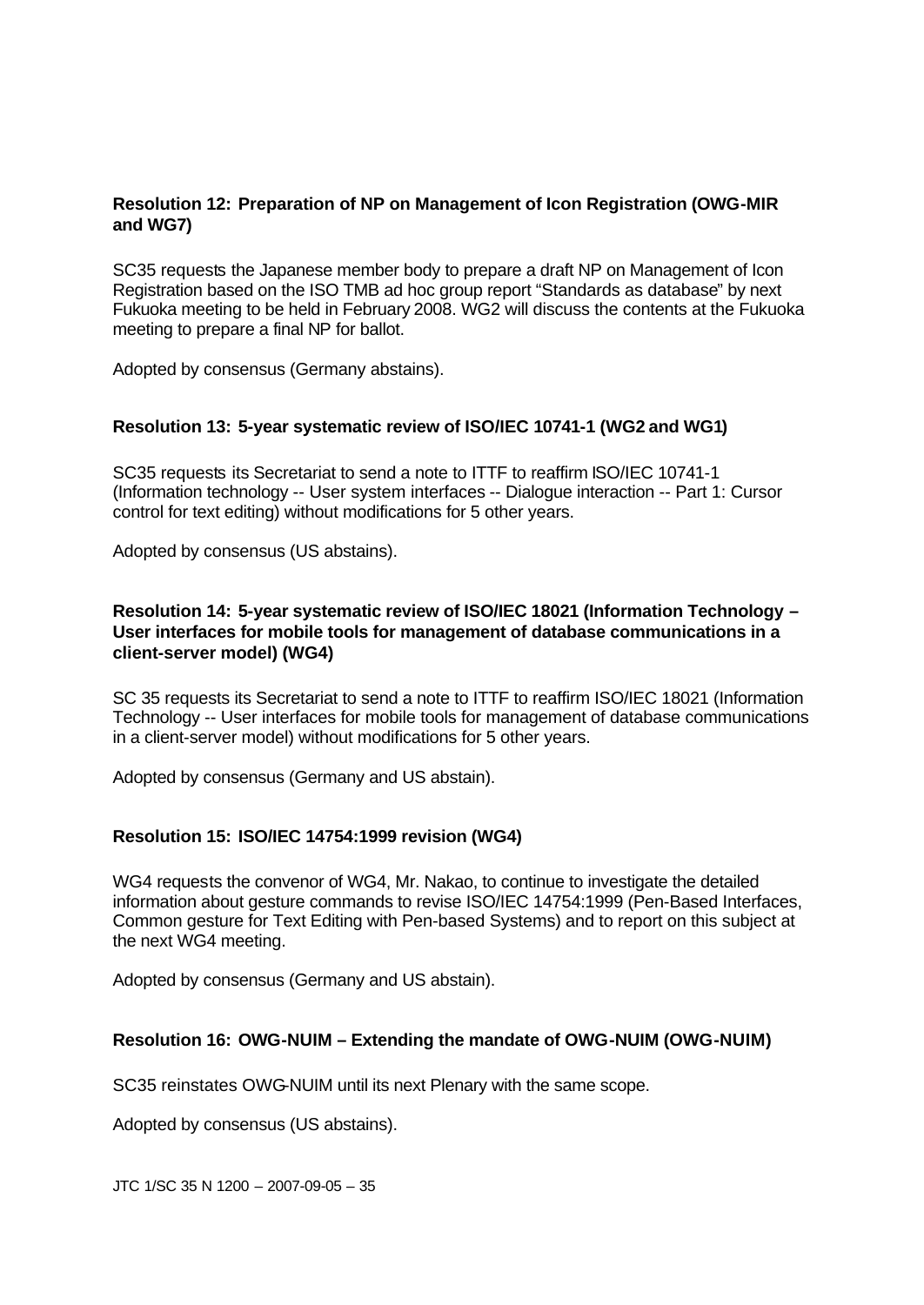**Resolution 12: Preparation of NP on Management of Icon Registration (OWG-MIR and WG7)**

SC35 requests the Japanese member body to prepare a draft NP on Management of Icon Registration based on the ISO TMB ad hoc group report "Standards as database" by next Fukuoka meeting to be held in February 2008. WG2 will discuss the contents at the Fukuoka meeting to prepare a final NP for ballot.

Adopted by consensus (Germany abstains).

**Resolution 13: 5-year systematic review of ISO/IEC 10741-1 (WG2 and WG1)**

SC35 requests its Secretariat to send a note to ITTF to reaffirm ISO/IEC 10741-1 (Information technology -- User system interfaces -- Dialogue interaction -- Part 1: Cursor control for text editing) without modifications for 5 other years.

Adopted by consensus (US abstains).

**Resolution 14: 5-year systematic review of ISO/IEC 18021 (Information Technology – User interfaces for mobile tools for management of database communications in a client-server model) (WG4)**

SC 35 requests its Secretariat to send a note to ITTF to reaffirm ISO/IEC 18021 (Information Technology -- User interfaces for mobile tools for management of database communications in a client-server model) without modifications for 5 other years.

Adopted by consensus (Germany and US abstain).

**Resolution 15: ISO/IEC 14754:1999 revision (WG4)**

WG4 requests the convenor of WG4, Mr. Nakao, to continue to investigate the detailed information about gesture commands to revise ISO/IEC 14754:1999 (Pen-Based Interfaces, Common gesture for Text Editing with Pen-based Systems) and to report on this subject at the next WG4 meeting.

Adopted by consensus (Germany and US abstain).

**Resolution 16: OWG-NUIM – Extending the mandate of OWG-NUIM (OWG-NUIM)**

SC35 reinstates OWG-NUIM until its next Plenary with the same scope.

Adopted by consensus (US abstains).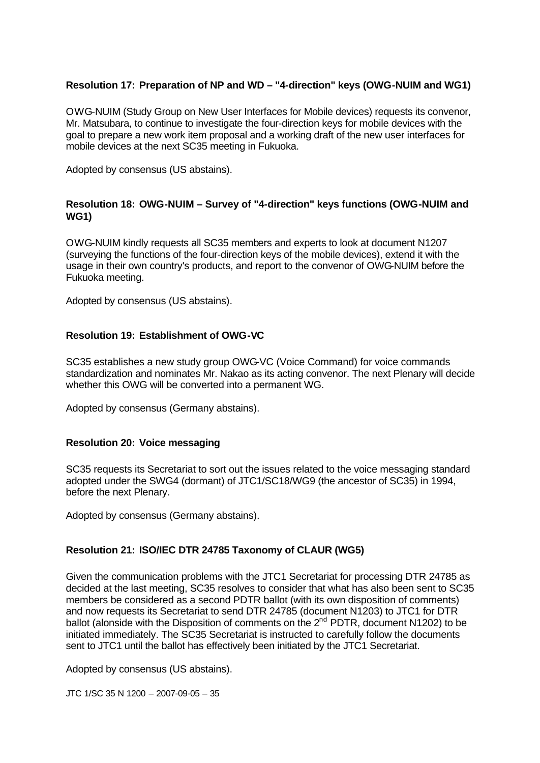**Resolution 17: Preparation of NP and WD – "4-direction" keys (OWG-NUIM and WG1)**

OWG-NUIM (Study Group on New User Interfaces for Mobile devices) requests its convenor, Mr. Matsubara, to continue to investigate the four-direction keys for mobile devices with the goal to prepare a new work item proposal and a working draft of the new user interfaces for mobile devices at the next SC35 meeting in Fukuoka.

Adopted by consensus (US abstains).

**Resolution 18: OWG-NUIM – Survey of "4-direction" keys functions (OWG-NUIM and WG1)**

OWG-NUIM kindly requests all SC35 members and experts to look at document N1207 (surveying the functions of the four-direction keys of the mobile devices), extend it with the usage in their own country's products, and report to the convenor of OWG-NUIM before the Fukuoka meeting.

Adopted by consensus (US abstains).

**Resolution 19: Establishment of OWG-VC**

SC35 establishes a new study group OWG-VC (Voice Command) for voice commands standardization and nominates Mr. Nakao as its acting convenor. The next Plenary will decide whether this OWG will be converted into a permanent WG.

Adopted by consensus (Germany abstains).

**Resolution 20: Voice messaging**

SC35 requests its Secretariat to sort out the issues related to the voice messaging standard adopted under the SWG4 (dormant) of JTC1/SC18/WG9 (the ancestor of SC35) in 1994, before the next Plenary.

Adopted by consensus (Germany abstains).

**Resolution 21: ISO/IEC DTR 24785 Taxonomy of CLAUR (WG5)**

Given the communication problems with the JTC1 Secretariat for processing DTR 24785 as decided at the last meeting, SC35 resolves to consider that what has also been sent to SC35 members be considered as a second PDTR ballot (with its own disposition of comments) and now requests its Secretariat to send DTR 24785 (document N1203) to JTC1 for DTR ballot (alonside with the Disposition of comments on the 2nd PDTR, document N1202) to be initiated immediately. The SC35 Secretariat is instructed to carefully follow the documents sent to JTC1 until the ballot has effectively been initiated by the JTC1 Secretariat.

Adopted by consensus (US abstains).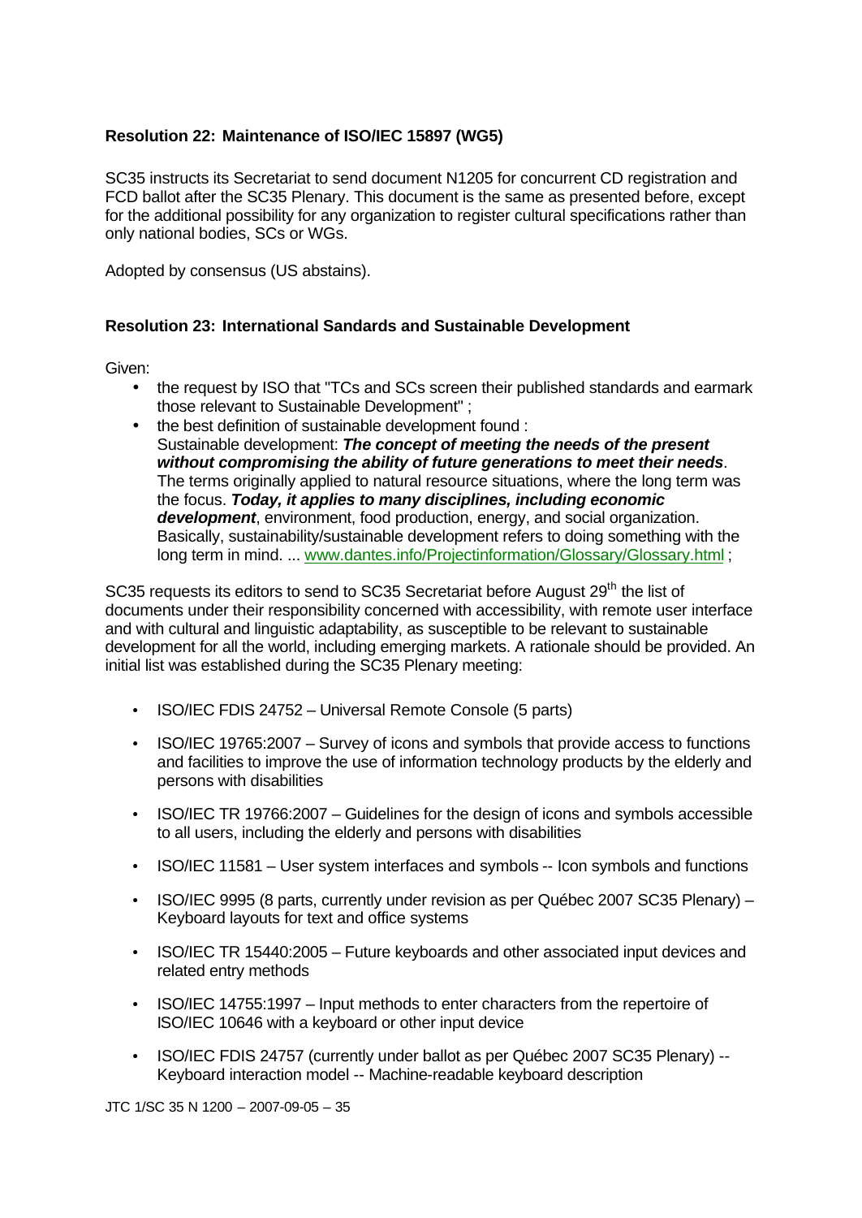**Resolution 22: Maintenance of ISO/IEC 15897 (WG5)**

SC35 instructs its Secretariat to send document N1205 for concurrent CD registration and FCD ballot after the SC35 Plenary. This document is the same as presented before, except for the additional possibility for any organization to register cultural specifications rather than only national bodies, SCs or WGs.

Adopted by consensus (US abstains).

**Resolution 23: International Sandards and Sustainable Development**

Given:

- the request by ISO that "TCs and SCs screen their published standards and earmark those relevant to Sustainable Development" ;
- the best definition of sustainable development found :
  Sustainable development: ***The concept of meeting the needs of the present without compromising the ability of future generations to meet their needs***. The terms originally applied to natural resource situations, where the long term was the focus. ***Today, it applies to many disciplines, including economic development***, environment, food production, energy, and social organization. Basically, sustainability/sustainable development refers to doing something with the long term in mind. ... www.dantes.info/Projectinformation/Glossary/Glossary.html ;

SC35 requests its editors to send to SC35 Secretariat before August 29th the list of documents under their responsibility concerned with accessibility, with remote user interface and with cultural and linguistic adaptability, as susceptible to be relevant to sustainable development for all the world, including emerging markets. A rationale should be provided. An initial list was established during the SC35 Plenary meeting:

- ISO/IEC FDIS 24752 – Universal Remote Console (5 parts)
- ISO/IEC 19765:2007 – Survey of icons and symbols that provide access to functions and facilities to improve the use of information technology products by the elderly and persons with disabilities
- ISO/IEC TR 19766:2007 – Guidelines for the design of icons and symbols accessible to all users, including the elderly and persons with disabilities
- ISO/IEC 11581 – User system interfaces and symbols -- Icon symbols and functions
- ISO/IEC 9995 (8 parts, currently under revision as per Québec 2007 SC35 Plenary) – Keyboard layouts for text and office systems
- ISO/IEC TR 15440:2005 – Future keyboards and other associated input devices and related entry methods
- ISO/IEC 14755:1997 – Input methods to enter characters from the repertoire of ISO/IEC 10646 with a keyboard or other input device
- ISO/IEC FDIS 24757 (currently under ballot as per Québec 2007 SC35 Plenary) -- Keyboard interaction model -- Machine-readable keyboard description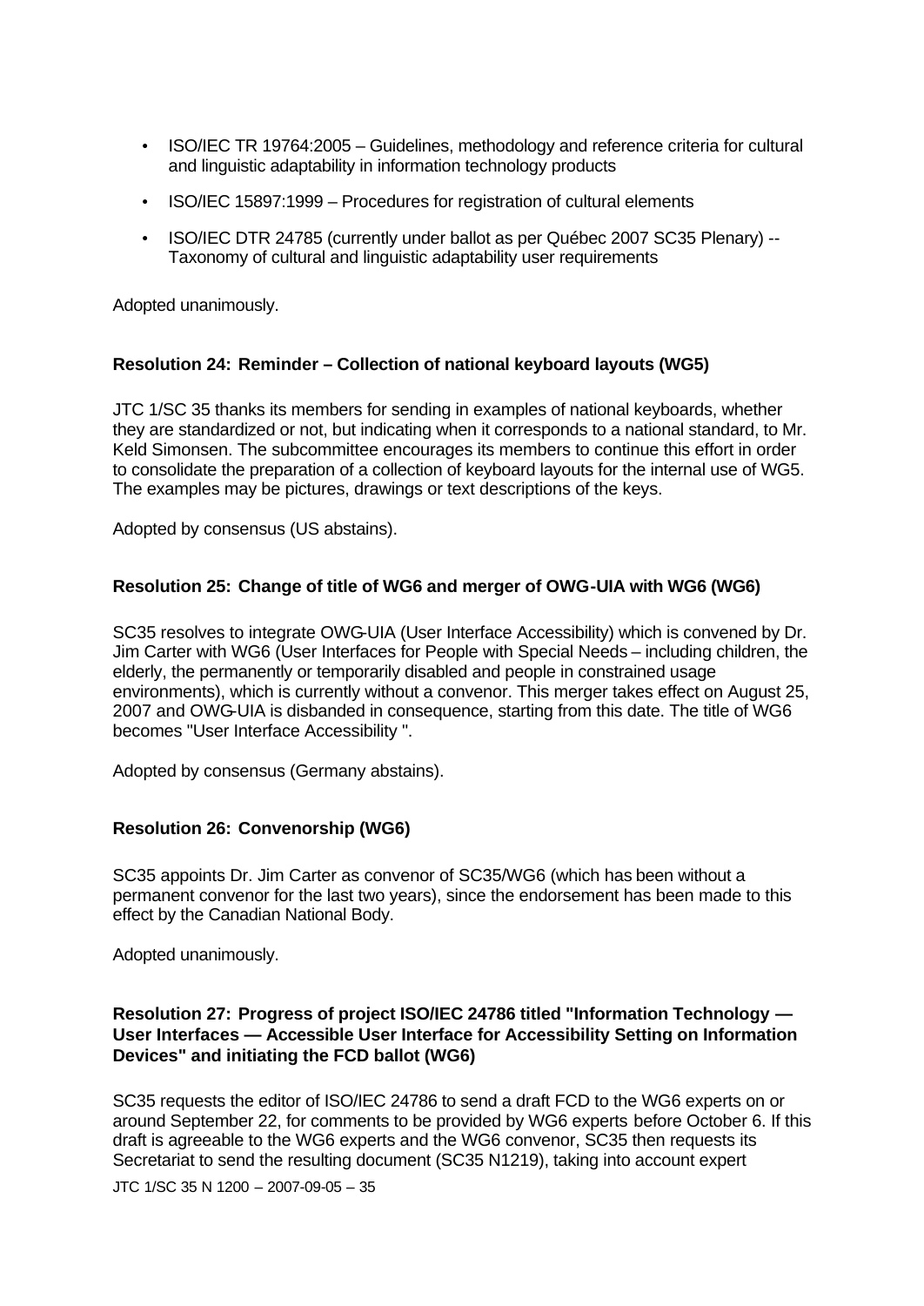- ISO/IEC TR 19764:2005 – Guidelines, methodology and reference criteria for cultural and linguistic adaptability in information technology products
- ISO/IEC 15897:1999 – Procedures for registration of cultural elements
- ISO/IEC DTR 24785 (currently under ballot as per Québec 2007 SC35 Plenary) -- Taxonomy of cultural and linguistic adaptability user requirements

Adopted unanimously.

**Resolution 24: Reminder – Collection of national keyboard layouts (WG5)**

JTC 1/SC 35 thanks its members for sending in examples of national keyboards, whether they are standardized or not, but indicating when it corresponds to a national standard, to Mr. Keld Simonsen. The subcommittee encourages its members to continue this effort in order to consolidate the preparation of a collection of keyboard layouts for the internal use of WG5. The examples may be pictures, drawings or text descriptions of the keys.

Adopted by consensus (US abstains).

**Resolution 25: Change of title of WG6 and merger of OWG-UIA with WG6 (WG6)**

SC35 resolves to integrate OWG-UIA (User Interface Accessibility) which is convened by Dr. Jim Carter with WG6 (User Interfaces for People with Special Needs – including children, the elderly, the permanently or temporarily disabled and people in constrained usage environments), which is currently without a convenor. This merger takes effect on August 25, 2007 and OWG-UIA is disbanded in consequence, starting from this date. The title of WG6 becomes "User Interface Accessibility ".

Adopted by consensus (Germany abstains).

**Resolution 26: Convenorship (WG6)**

SC35 appoints Dr. Jim Carter as convenor of SC35/WG6 (which has been without a permanent convenor for the last two years), since the endorsement has been made to this effect by the Canadian National Body.

Adopted unanimously.

**Resolution 27: Progress of project ISO/IEC 24786 titled "Information Technology — User Interfaces — Accessible User Interface for Accessibility Setting on Information Devices" and initiating the FCD ballot (WG6)**

SC35 requests the editor of ISO/IEC 24786 to send a draft FCD to the WG6 experts on or around September 22, for comments to be provided by WG6 experts before October 6. If this draft is agreeable to the WG6 experts and the WG6 convenor, SC35 then requests its Secretariat to send the resulting document (SC35 N1219), taking into account expert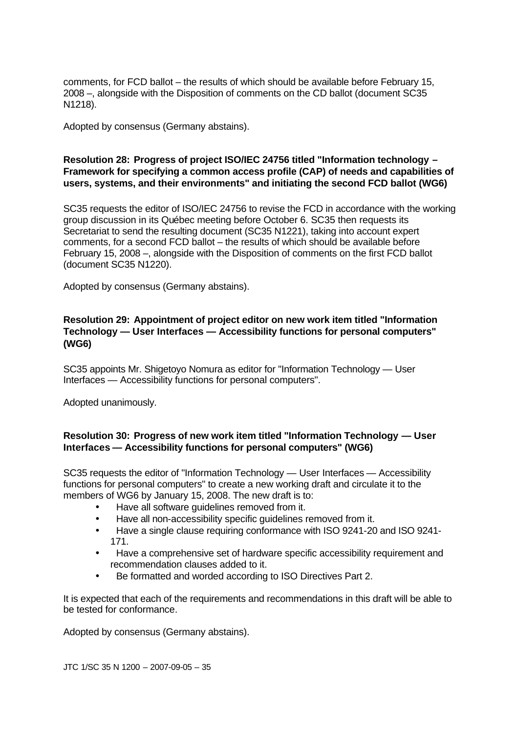comments, for FCD ballot – the results of which should be available before February 15, 2008 –, alongside with the Disposition of comments on the CD ballot (document SC35 N1218).

Adopted by consensus (Germany abstains).

**Resolution 28: Progress of project ISO/IEC 24756 titled "Information technology – Framework for specifying a common access profile (CAP) of needs and capabilities of users, systems, and their environments" and initiating the second FCD ballot (WG6)**

SC35 requests the editor of ISO/IEC 24756 to revise the FCD in accordance with the working group discussion in its Québec meeting before October 6. SC35 then requests its Secretariat to send the resulting document (SC35 N1221), taking into account expert comments, for a second FCD ballot – the results of which should be available before February 15, 2008 –, alongside with the Disposition of comments on the first FCD ballot (document SC35 N1220).

Adopted by consensus (Germany abstains).

**Resolution 29: Appointment of project editor on new work item titled "Information Technology — User Interfaces — Accessibility functions for personal computers" (WG6)**

SC35 appoints Mr. Shigetoyo Nomura as editor for "Information Technology — User Interfaces — Accessibility functions for personal computers".

Adopted unanimously.

**Resolution 30: Progress of new work item titled "Information Technology — User Interfaces — Accessibility functions for personal computers" (WG6)**

SC35 requests the editor of "Information Technology — User Interfaces — Accessibility functions for personal computers" to create a new working draft and circulate it to the members of WG6 by January 15, 2008. The new draft is to:

- Have all software guidelines removed from it.
- Have all non-accessibility specific guidelines removed from it.
- Have a single clause requiring conformance with ISO 9241-20 and ISO 9241-171.
- Have a comprehensive set of hardware specific accessibility requirement and recommendation clauses added to it.
- Be formatted and worded according to ISO Directives Part 2.

It is expected that each of the requirements and recommendations in this draft will be able to be tested for conformance.

Adopted by consensus (Germany abstains).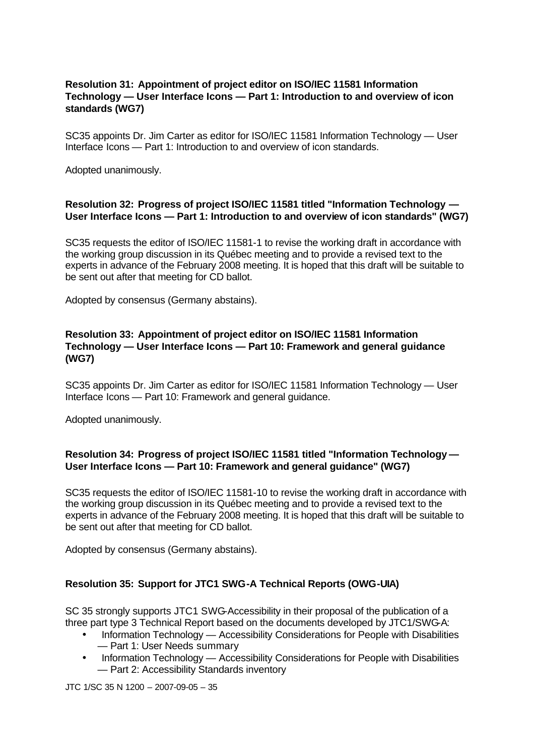**Resolution 31: Appointment of project editor on ISO/IEC 11581 Information Technology — User Interface Icons — Part 1: Introduction to and overview of icon standards (WG7)**

SC35 appoints Dr. Jim Carter as editor for ISO/IEC 11581 Information Technology — User Interface Icons — Part 1: Introduction to and overview of icon standards.

Adopted unanimously.

**Resolution 32: Progress of project ISO/IEC 11581 titled "Information Technology — User Interface Icons — Part 1: Introduction to and overview of icon standards" (WG7)**

SC35 requests the editor of ISO/IEC 11581-1 to revise the working draft in accordance with the working group discussion in its Québec meeting and to provide a revised text to the experts in advance of the February 2008 meeting. It is hoped that this draft will be suitable to be sent out after that meeting for CD ballot.

Adopted by consensus (Germany abstains).

**Resolution 33: Appointment of project editor on ISO/IEC 11581 Information Technology — User Interface Icons — Part 10: Framework and general guidance (WG7)**

SC35 appoints Dr. Jim Carter as editor for ISO/IEC 11581 Information Technology — User Interface Icons — Part 10: Framework and general guidance.

Adopted unanimously.

**Resolution 34: Progress of project ISO/IEC 11581 titled "Information Technology — User Interface Icons — Part 10: Framework and general guidance" (WG7)**

SC35 requests the editor of ISO/IEC 11581-10 to revise the working draft in accordance with the working group discussion in its Québec meeting and to provide a revised text to the experts in advance of the February 2008 meeting. It is hoped that this draft will be suitable to be sent out after that meeting for CD ballot.

Adopted by consensus (Germany abstains).

**Resolution 35: Support for JTC1 SWG-A Technical Reports (OWG-UIA)**

SC 35 strongly supports JTC1 SWG-Accessibility in their proposal of the publication of a three part type 3 Technical Report based on the documents developed by JTC1/SWG-A:

- Information Technology — Accessibility Considerations for People with Disabilities — Part 1: User Needs summary
- Information Technology — Accessibility Considerations for People with Disabilities — Part 2: Accessibility Standards inventory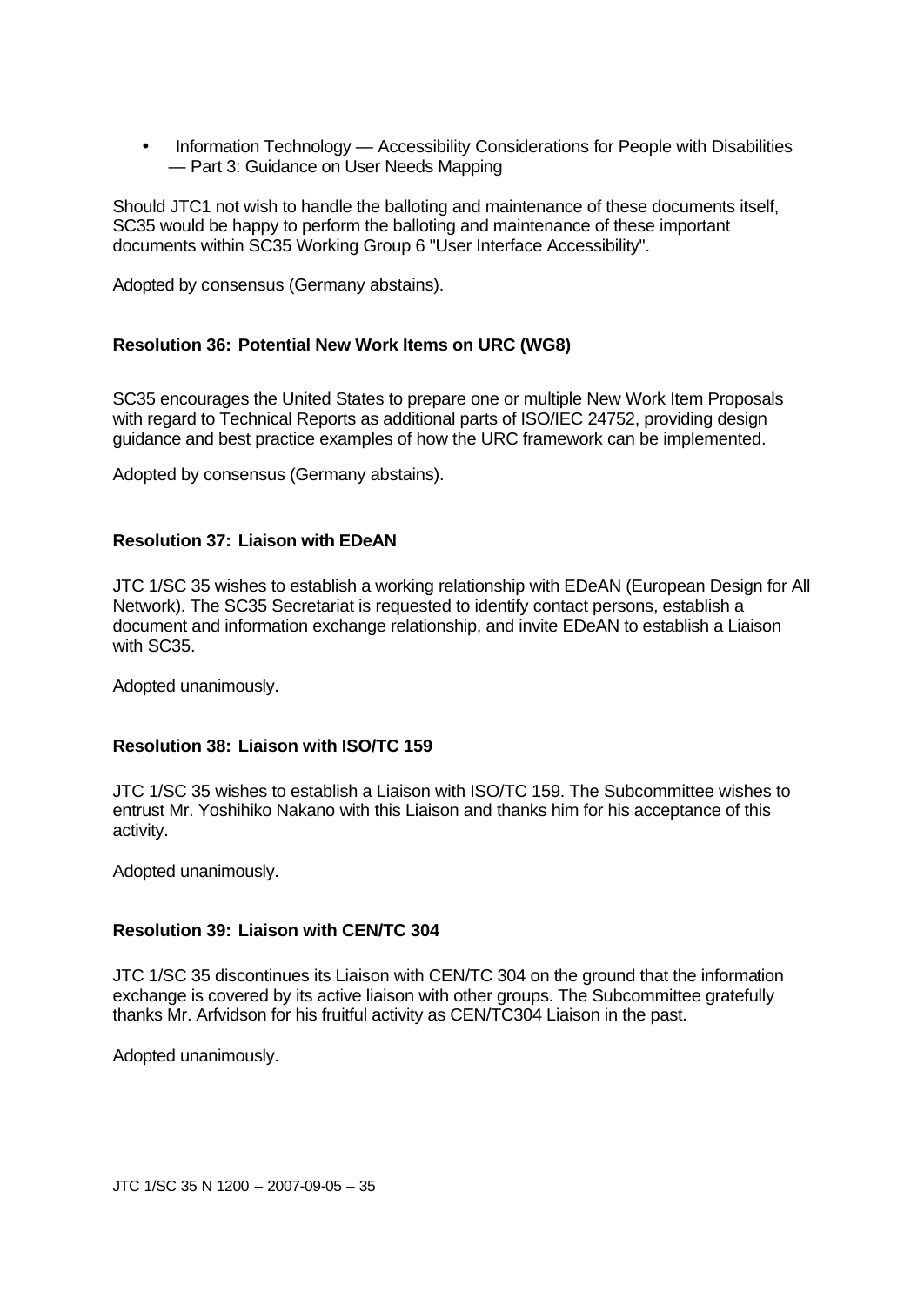- Information Technology — Accessibility Considerations for People with Disabilities — Part 3: Guidance on User Needs Mapping

Should JTC1 not wish to handle the balloting and maintenance of these documents itself, SC35 would be happy to perform the balloting and maintenance of these important documents within SC35 Working Group 6 "User Interface Accessibility".

Adopted by consensus (Germany abstains).

### Resolution 36: Potential New Work Items on URC (WG8)

SC35 encourages the United States to prepare one or multiple New Work Item Proposals with regard to Technical Reports as additional parts of ISO/IEC 24752, providing design guidance and best practice examples of how the URC framework can be implemented.

Adopted by consensus (Germany abstains).

### Resolution 37: Liaison with EDeAN

JTC 1/SC 35 wishes to establish a working relationship with EDeAN (European Design for All Network). The SC35 Secretariat is requested to identify contact persons, establish a document and information exchange relationship, and invite EDeAN to establish a Liaison with SC35.

Adopted unanimously.

### Resolution 38: Liaison with ISO/TC 159

JTC 1/SC 35 wishes to establish a Liaison with ISO/TC 159. The Subcommittee wishes to entrust Mr. Yoshihiko Nakano with this Liaison and thanks him for his acceptance of this activity.

Adopted unanimously.

### Resolution 39: Liaison with CEN/TC 304

JTC 1/SC 35 discontinues its Liaison with CEN/TC 304 on the ground that the information exchange is covered by its active liaison with other groups. The Subcommittee gratefully thanks Mr. Arfvidson for his fruitful activity as CEN/TC304 Liaison in the past.

Adopted unanimously.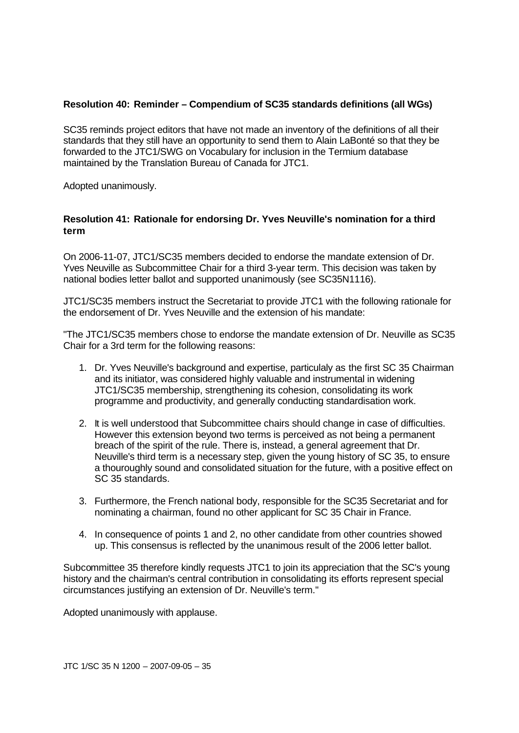**Resolution 40: Reminder – Compendium of SC35 standards definitions (all WGs)**

SC35 reminds project editors that have not made an inventory of the definitions of all their standards that they still have an opportunity to send them to Alain LaBonté so that they be forwarded to the JTC1/SWG on Vocabulary for inclusion in the Termium database maintained by the Translation Bureau of Canada for JTC1.

Adopted unanimously.

**Resolution 41: Rationale for endorsing Dr. Yves Neuville's nomination for a third term**

On 2006-11-07, JTC1/SC35 members decided to endorse the mandate extension of Dr. Yves Neuville as Subcommittee Chair for a third 3-year term. This decision was taken by national bodies letter ballot and supported unanimously (see SC35N1116).

JTC1/SC35 members instruct the Secretariat to provide JTC1 with the following rationale for the endorsement of Dr. Yves Neuville and the extension of his mandate:

"The JTC1/SC35 members chose to endorse the mandate extension of Dr. Neuville as SC35 Chair for a 3rd term for the following reasons:

1. Dr. Yves Neuville's background and expertise, particulaly as the first SC 35 Chairman and its initiator, was considered highly valuable and instrumental in widening JTC1/SC35 membership, strengthening its cohesion, consolidating its work programme and productivity, and generally conducting standardisation work.

2. It is well understood that Subcommittee chairs should change in case of difficulties. However this extension beyond two terms is perceived as not being a permanent breach of the spirit of the rule. There is, instead, a general agreement that Dr. Neuville's third term is a necessary step, given the young history of SC 35, to ensure a thouroughly sound and consolidated situation for the future, with a positive effect on SC 35 standards.

3. Furthermore, the French national body, responsible for the SC35 Secretariat and for nominating a chairman, found no other applicant for SC 35 Chair in France.

4. In consequence of points 1 and 2, no other candidate from other countries showed up. This consensus is reflected by the unanimous result of the 2006 letter ballot.

Subcommittee 35 therefore kindly requests JTC1 to join its appreciation that the SC's young history and the chairman's central contribution in consolidating its efforts represent special circumstances justifying an extension of Dr. Neuville's term."

Adopted unanimously with applause.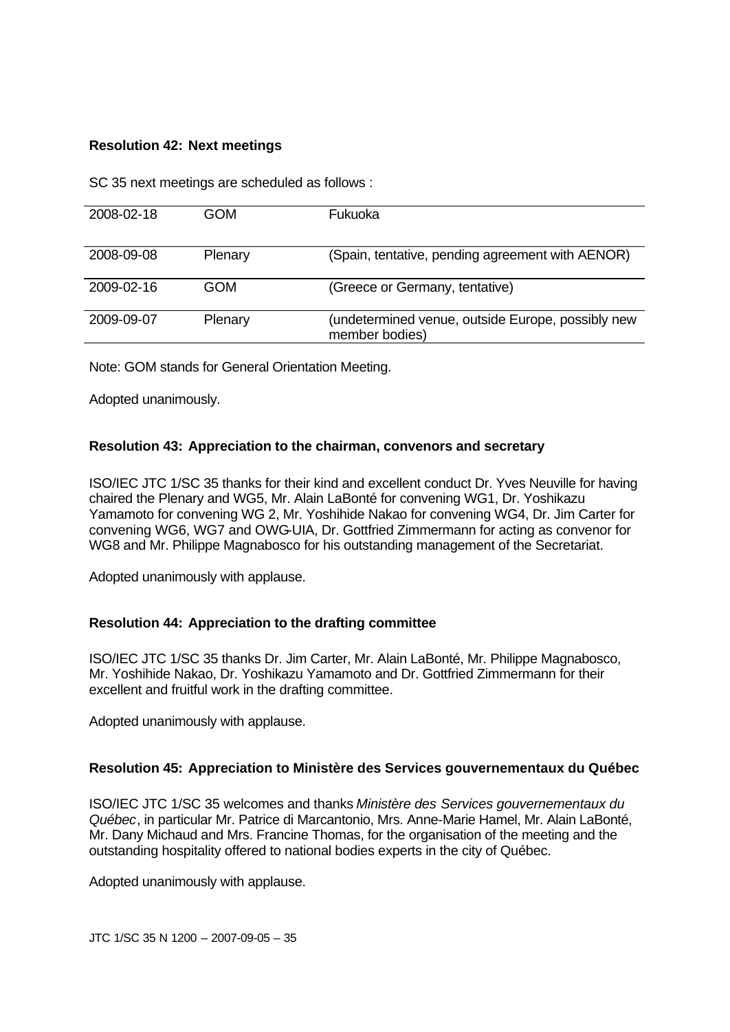**Resolution 42: Next meetings**

SC 35 next meetings are scheduled as follows :

| | | |
|---|---|---|
| 2008-02-18 | GOM | Fukuoka |
| 2008-09-08 | Plenary | (Spain, tentative, pending agreement with AENOR) |
| 2009-02-16 | GOM | (Greece or Germany, tentative) |
| 2009-09-07 | Plenary | (undetermined venue, outside Europe, possibly new member bodies) |

Note: GOM stands for General Orientation Meeting.

Adopted unanimously.

**Resolution 43: Appreciation to the chairman, convenors and secretary**

ISO/IEC JTC 1/SC 35 thanks for their kind and excellent conduct Dr. Yves Neuville for having chaired the Plenary and WG5, Mr. Alain LaBonté for convening WG1, Dr. Yoshikazu Yamamoto for convening WG 2, Mr. Yoshihide Nakao for convening WG4, Dr. Jim Carter for convening WG6, WG7 and OWG-UIA, Dr. Gottfried Zimmermann for acting as convenor for WG8 and Mr. Philippe Magnabosco for his outstanding management of the Secretariat.

Adopted unanimously with applause.

**Resolution 44: Appreciation to the drafting committee**

ISO/IEC JTC 1/SC 35 thanks Dr. Jim Carter, Mr. Alain LaBonté, Mr. Philippe Magnabosco, Mr. Yoshihide Nakao, Dr. Yoshikazu Yamamoto and Dr. Gottfried Zimmermann for their excellent and fruitful work in the drafting committee.

Adopted unanimously with applause.

**Resolution 45: Appreciation to Ministère des Services gouvernementaux du Québec**

ISO/IEC JTC 1/SC 35 welcomes and thanks *Ministère des Services gouvernementaux du Québec*, in particular Mr. Patrice di Marcantonio, Mrs. Anne-Marie Hamel, Mr. Alain LaBonté, Mr. Dany Michaud and Mrs. Francine Thomas, for the organisation of the meeting and the outstanding hospitality offered to national bodies experts in the city of Québec.

Adopted unanimously with applause.